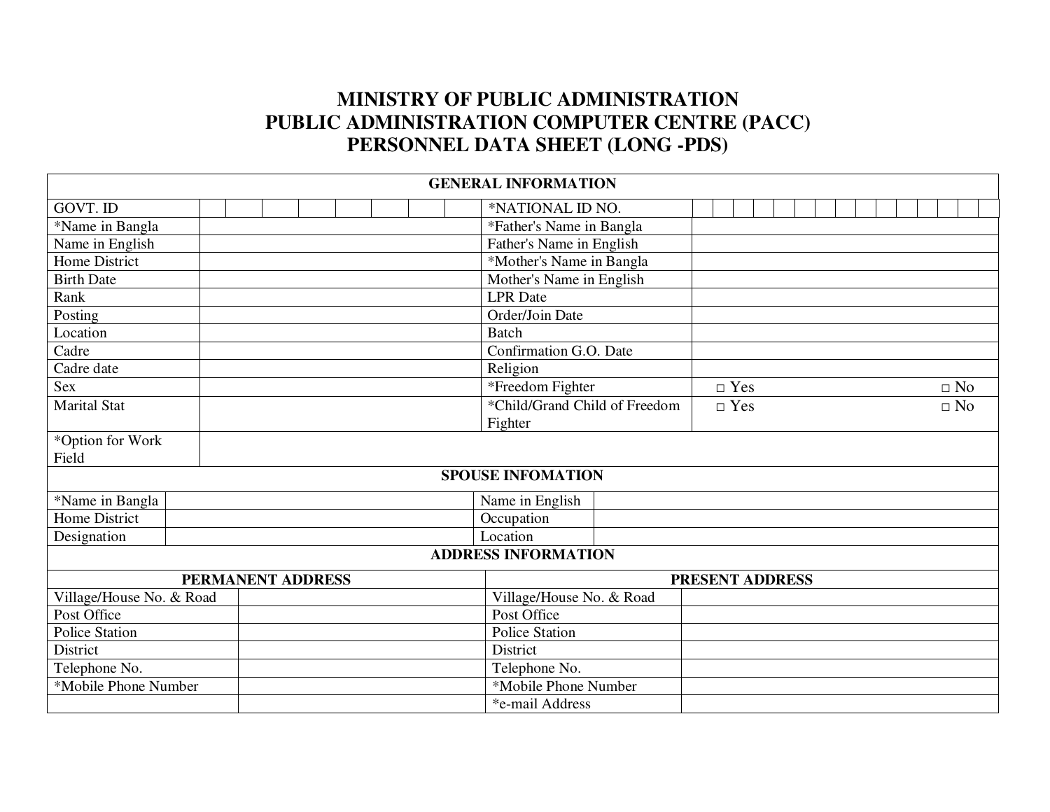# MINISTRY OF PUBLIC ADMINISTRATION
# PUBLIC ADMINISTRATION COMPUTER CENTRE (PACC)
# PERSONNEL DATA SHEET (LONG -PDS)

| GENERAL INFORMATION | | | |
|---|---|---|---|
| GOVT. ID | | *NATIONAL ID NO. | |
| *Name in Bangla | | *Father's Name in Bangla | |
| Name in English | | Father's Name in English | |
| Home District | | *Mother's Name in Bangla | |
| Birth Date | | Mother's Name in English | |
| Rank | | LPR Date | |
| Posting | | Order/Join Date | |
| Location | | Batch | |
| Cadre | | Confirmation G.O. Date | |
| Cadre date | | Religion | |
| Sex | | *Freedom Fighter | □ Yes □ No |
| Marital Stat | | *Child/Grand Child of Freedom Fighter | □ Yes □ No |
| *Option for Work Field | | | |

| SPOUSE INFOMATION | | | |
|---|---|---|---|
| *Name in Bangla | | Name in English | |
| Home District | | Occupation | |
| Designation | | Location | |

| ADDRESS INFORMATION | | | |
|---|---|---|---|
| PERMANENT ADDRESS | | PRESENT ADDRESS | |
| Village/House No. & Road | | Village/House No. & Road | |
| Post Office | | Post Office | |
| Police Station | | Police Station | |
| District | | District | |
| Telephone No. | | Telephone No. | |
| *Mobile Phone Number | | *Mobile Phone Number | |
| | | *e-mail Address | |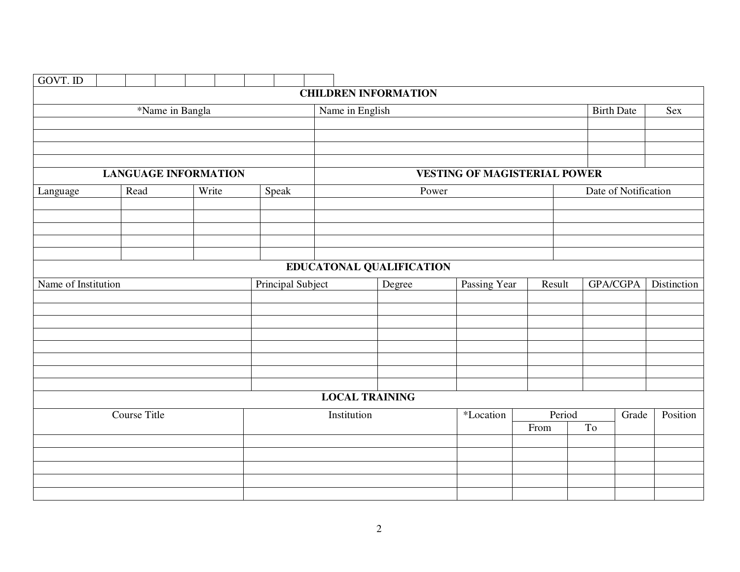| GOVT. ID | | | | | | | | |
|---|---|---|---|---|---|---|---|---|
| | | | | | | | | |

## CHILDREN INFORMATION

| *Name in Bangla | Name in English | Birth Date | Sex |
|---|---|---|---|
| | | | |
| | | | |
| | | | |
| | | | |

## LANGUAGE INFORMATION

| Language | Read | Write | Speak |
|---|---|---|---|
| | | | |
| | | | |
| | | | |
| | | | |
| | | | |

## VESTING OF MAGISTERIAL POWER

| Power | Date of Notification |
|---|---|
| | |
| | |
| | |
| | |
| | |

## EDUCATONAL QUALIFICATION

| Name of Institution | Principal Subject | Degree | Passing Year | Result | GPA/CGPA | Distinction |
|---|---|---|---|---|---|---|
| | | | | | | |
| | | | | | | |
| | | | | | | |
| | | | | | | |
| | | | | | | |
| | | | | | | |
| | | | | | | |
| | | | | | | |

## LOCAL TRAINING

| Course Title | Institution | *Location | Period | | Grade | Position |
|---|---|---|---|---|---|---|
| | | | From | To | | |
| | | | | | | |
| | | | | | | |
| | | | | | | |
| | | | | | | |
| | | | | | | |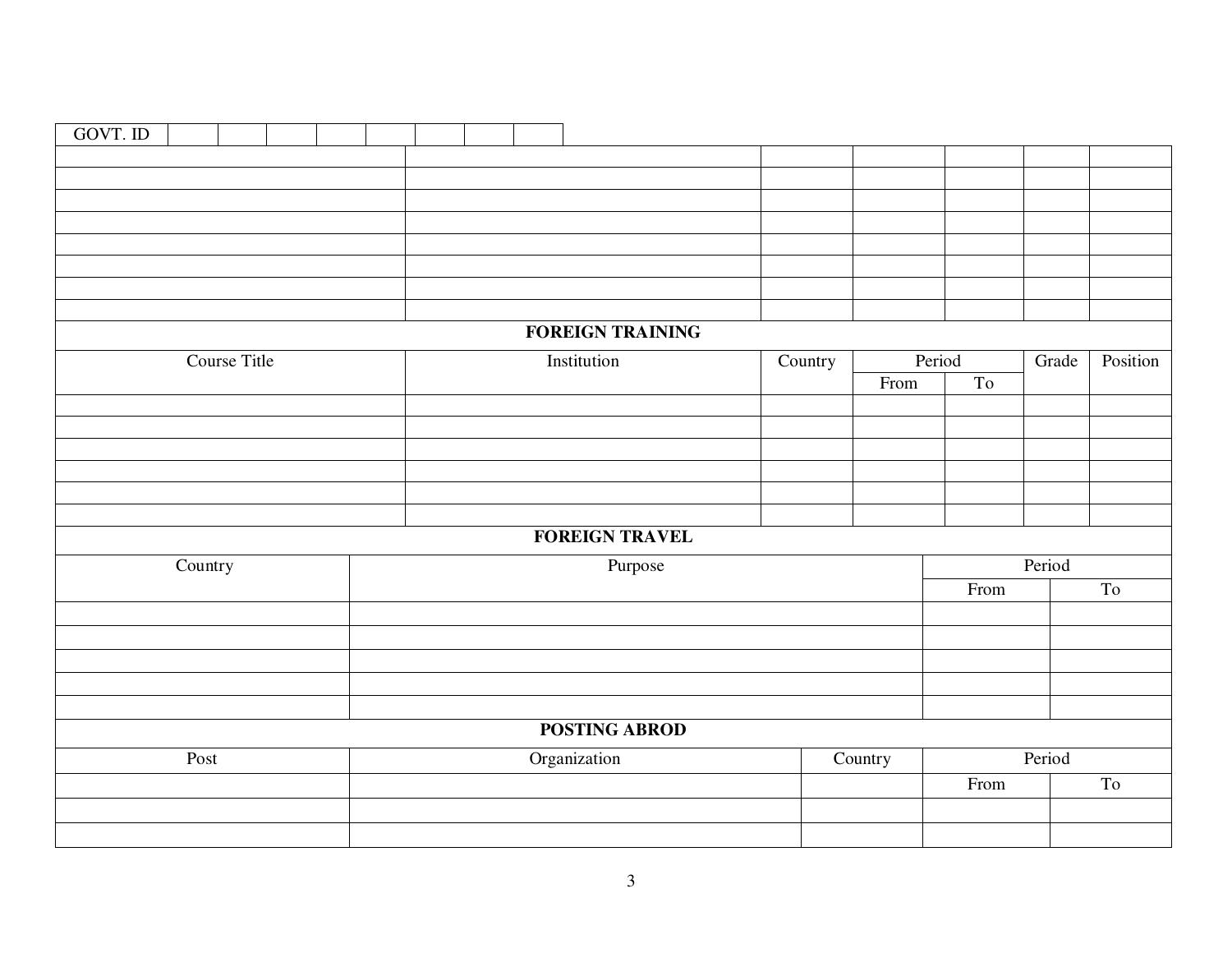| GOVT. ID | | | | | | | | |
|---|---|---|---|---|---|---|---|---|

| | | | | | | |
|---|---|---|---|---|---|---|
| | | | | | | |
| | | | | | | |
| | | | | | | |
| | | | | | | |
| | | | | | | |
| | | | | | | |
| | | | | | | |
| | | | | | | |

**FOREIGN TRAINING**

| Course Title | Institution | Country | Period | | Grade | Position |
|---|---|---|---|---|---|---|
| | | | From | To | | |
| | | | | | | |
| | | | | | | |
| | | | | | | |
| | | | | | | |
| | | | | | | |
| | | | | | | |

**FOREIGN TRAVEL**

| Country | Purpose | Period | |
|---|---|---|---|
| | | From | To |
| | | | |
| | | | |
| | | | |
| | | | |
| | | | |

**POSTING ABROD**

| Post | Organization | Country | Period | |
|---|---|---|---|---|
| | | | From | To |
| | | | | |
| | | | | |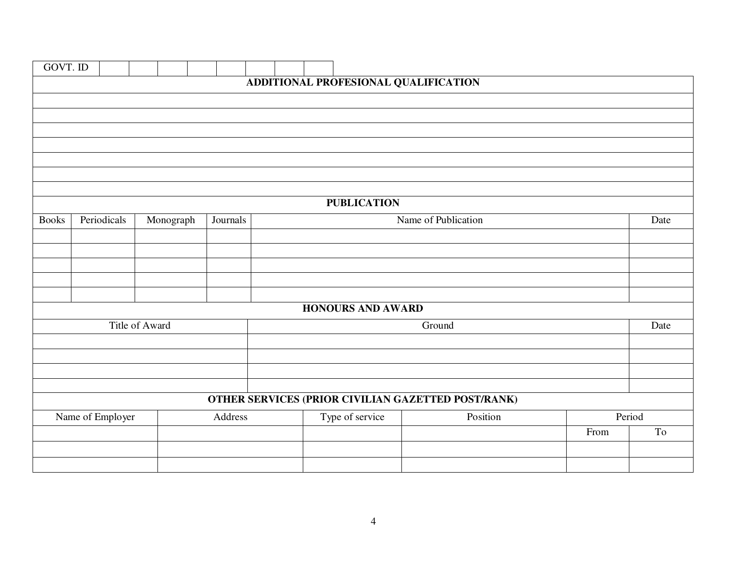| GOVT. ID | | | | | | | | |
|---|---|---|---|---|---|---|---|---|

**ADDITIONAL PROFESIONAL QUALIFICATION**

| |
|---|
| |
| |
| |
| |
| |
| |
| |

**PUBLICATION**

| Books | Periodicals | Monograph | Journals | Name of Publication | Date |
|---|---|---|---|---|---|
| | | | | | |
| | | | | | |
| | | | | | |
| | | | | | |
| | | | | | |

**HONOURS AND AWARD**

| Title of Award | Ground | Date |
|---|---|---|
| | | |
| | | |
| | | |
| | | |

**OTHER SERVICES (PRIOR CIVILIAN GAZETTED POST/RANK)**

| Name of Employer | Address | Type of service | Position | Period | |
|---|---|---|---|---|---|
| | | | | From | To |
| | | | | | |
| | | | | | |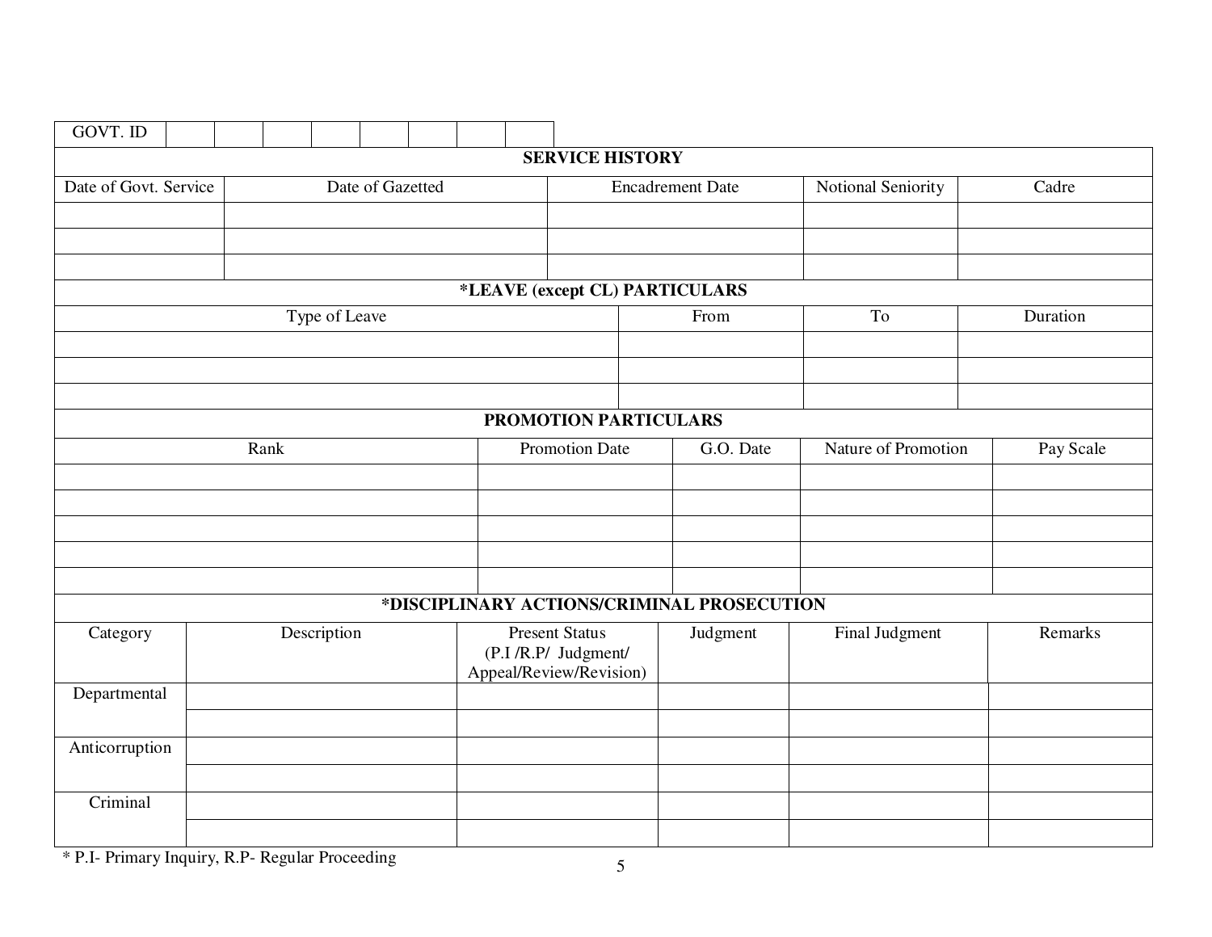| GOVT. ID | | | | | | | | |
|---|---|---|---|---|---|---|---|---|

## SERVICE HISTORY

| Date of Govt. Service | Date of Gazetted | Encadrement Date | Notional Seniority | Cadre |
|---|---|---|---|---|
| | | | | |
| | | | | |
| | | | | |

## *LEAVE (except CL) PARTICULARS

| Type of Leave | From | To | Duration |
|---|---|---|---|
| | | | |
| | | | |
| | | | |

## PROMOTION PARTICULARS

| Rank | Promotion Date | G.O. Date | Nature of Promotion | Pay Scale |
|---|---|---|---|---|
| | | | | |
| | | | | |
| | | | | |
| | | | | |
| | | | | |

## *DISCIPLINARY ACTIONS/CRIMINAL PROSECUTION

| Category | Description | Present Status (P.I /R.P/ Judgment/ Appeal/Review/Revision) | Judgment | Final Judgment | Remarks |
|---|---|---|---|---|---|
| Departmental | | | | | |
| | | | | | |
| Anticorruption | | | | | |
| | | | | | |
| Criminal | | | | | |
| | | | | | |

* P.I- Primary Inquiry, R.P- Regular Proceeding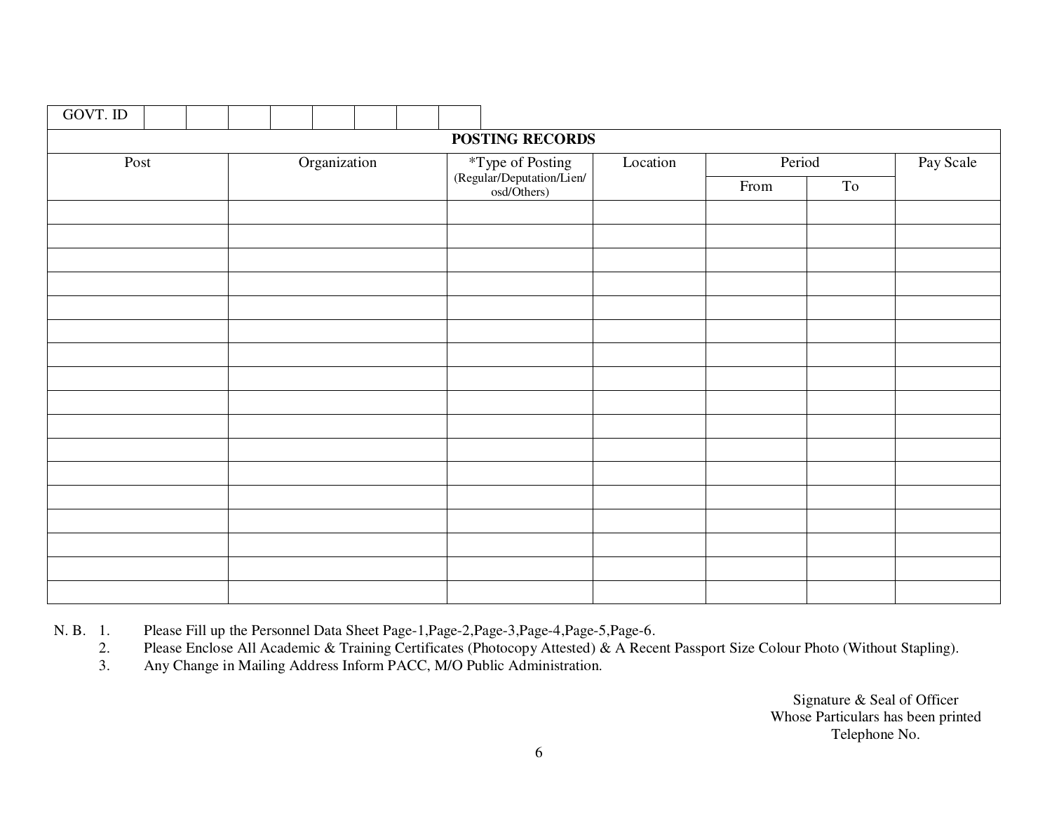| GOVT. ID | | | | | | | | |
|---|---|---|---|---|---|---|---|---|

## POSTING RECORDS

| Post | Organization | *Type of Posting (Regular/Deputation/Lien/ osd/Others) | Location | Period | | Pay Scale |
|---|---|---|---|---|---|---|
| | | | | From | To | |
| | | | | | | |
| | | | | | | |
| | | | | | | |
| | | | | | | |
| | | | | | | |
| | | | | | | |
| | | | | | | |
| | | | | | | |
| | | | | | | |
| | | | | | | |
| | | | | | | |
| | | | | | | |
| | | | | | | |
| | | | | | | |
| | | | | | | |
| | | | | | | |
| | | | | | | |

N. B. 1. Please Fill up the Personnel Data Sheet Page-1,Page-2,Page-3,Page-4,Page-5,Page-6.

2. Please Enclose All Academic & Training Certificates (Photocopy Attested) & A Recent Passport Size Colour Photo (Without Stapling).

3. Any Change in Mailing Address Inform PACC, M/O Public Administration.

Signature & Seal of Officer
Whose Particulars has been printed
Telephone No.